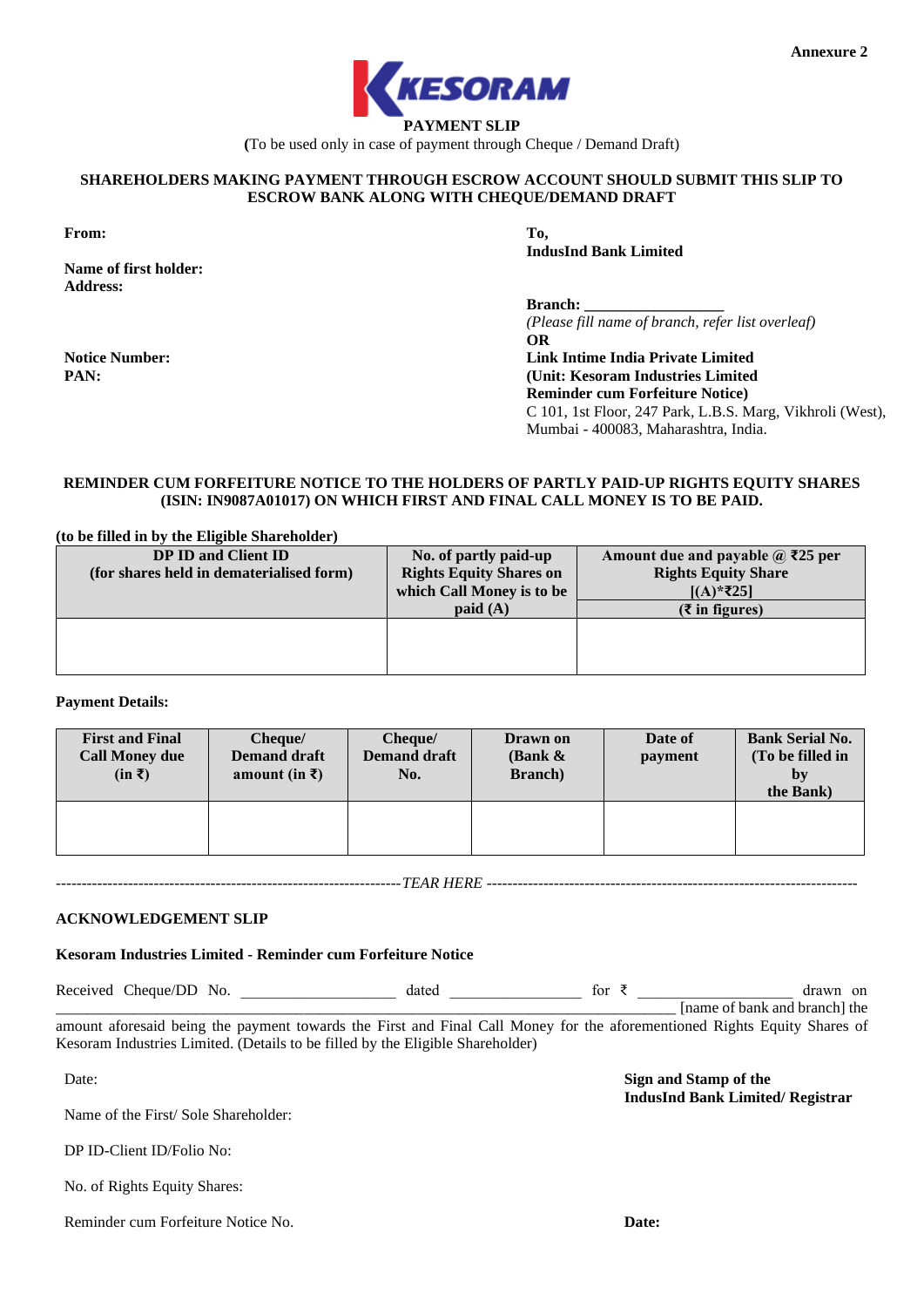Annexure 2

KESORAM

**PAYMENT SLIP**

(To be used only in case of payment through Cheque / Demand Draft)

**SHAREHOLDERS MAKING PAYMENT THROUGH ESCROW ACCOUNT SHOULD SUBMIT THIS SLIP TO ESCROW BANK ALONG WITH CHEQUE/DEMAND DRAFT**

**From:**

**Name of first holder:**
**Address:**

**Notice Number:**
**PAN:**

**To,**
**IndusInd Bank Limited**

**Branch:** ___________________
*(Please fill name of branch, refer list overleaf)*
**OR**
**Link Intime India Private Limited**
**(Unit: Kesoram Industries Limited**
**Reminder cum Forfeiture Notice)**
C 101, 1st Floor, 247 Park, L.B.S. Marg, Vikhroli (West), Mumbai - 400083, Maharashtra, India.

**REMINDER CUM FORFEITURE NOTICE TO THE HOLDERS OF PARTLY PAID-UP RIGHTS EQUITY SHARES (ISIN: IN9087A01017) ON WHICH FIRST AND FINAL CALL MONEY IS TO BE PAID.**

**(to be filled in by the Eligible Shareholder)**

| DP ID and Client ID (for shares held in dematerialised form) | No. of partly paid-up Rights Equity Shares on which Call Money is to be paid (A) | Amount due and payable @ ₹25 per Rights Equity Share [(A)*₹25] (₹ in figures) |
|---|---|---|
| | | |

**Payment Details:**

| First and Final Call Money due (in ₹) | Cheque/ Demand draft amount (in ₹) | Cheque/ Demand draft No. | Drawn on (Bank & Branch) | Date of payment | Bank Serial No. (To be filled in by the Bank) |
|---|---|---|---|---|---|
| | | | | | |

------------------------------------------------------------------*TEAR HERE* ------------------------------------------------------------------

**ACKNOWLEDGEMENT SLIP**

**Kesoram Industries Limited - Reminder cum Forfeiture Notice**

Received Cheque/DD No. ___________________ dated _________________ for ₹ ___________________ drawn on ____________________________________________________________________________ [name of bank and branch] the amount aforesaid being the payment towards the First and Final Call Money for the aforementioned Rights Equity Shares of Kesoram Industries Limited. (Details to be filled by the Eligible Shareholder)

Date:

Name of the First/ Sole Shareholder:

DP ID-Client ID/Folio No:

No. of Rights Equity Shares:

Reminder cum Forfeiture Notice No.

**Sign and Stamp of the IndusInd Bank Limited/ Registrar**

**Date:**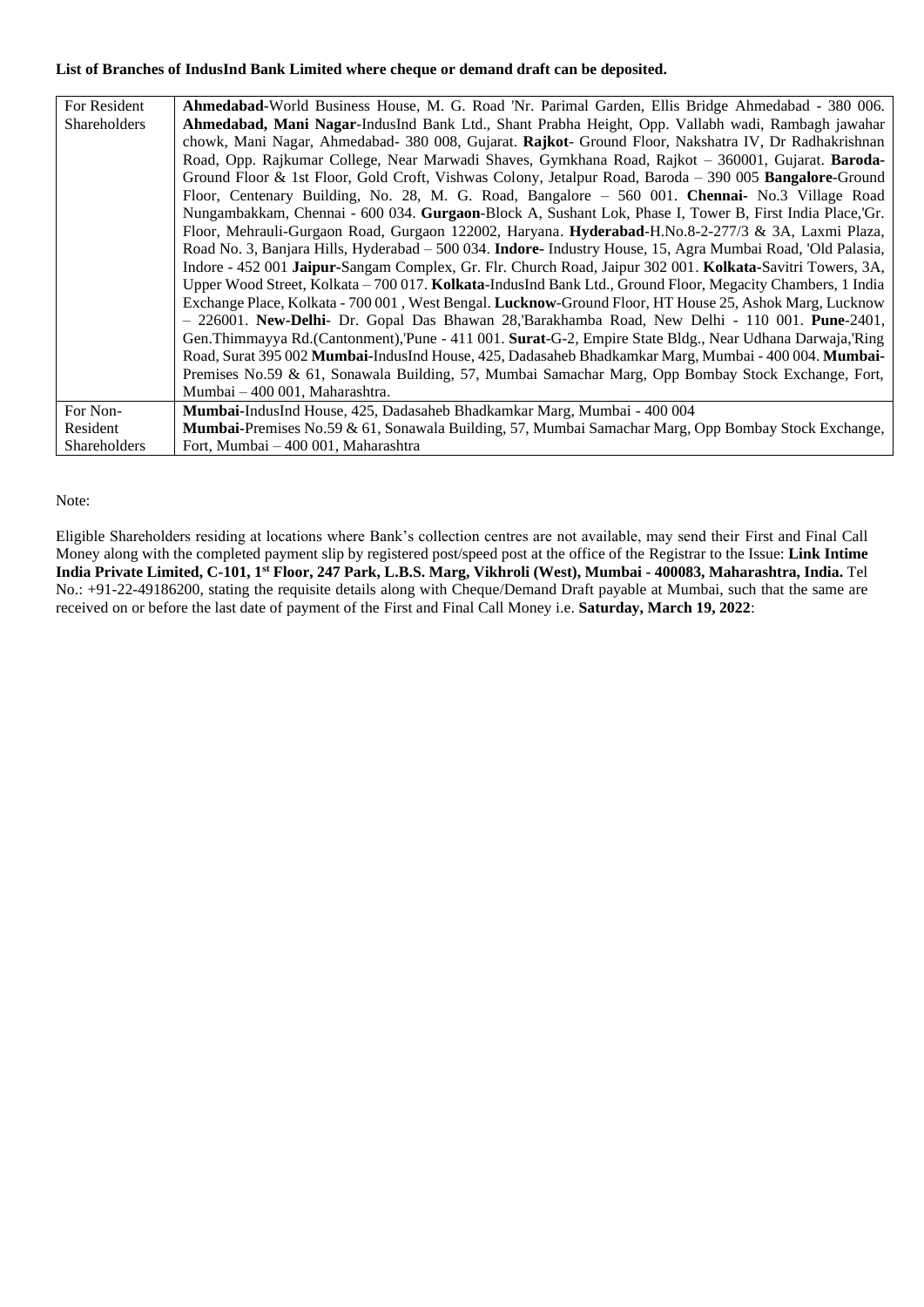**List of Branches of IndusInd Bank Limited where cheque or demand draft can be deposited.**

| | |
|---|---|
| For Resident Shareholders | **Ahmedabad**-World Business House, M. G. Road 'Nr. Parimal Garden, Ellis Bridge Ahmedabad - 380 006. **Ahmedabad, Mani Nagar**-IndusInd Bank Ltd., Shant Prabha Height, Opp. Vallabh wadi, Rambagh jawahar chowk, Mani Nagar, Ahmedabad- 380 008, Gujarat. **Rajkot**- Ground Floor, Nakshatra IV, Dr Radhakrishnan Road, Opp. Rajkumar College, Near Marwadi Shaves, Gymkhana Road, Rajkot – 360001, Gujarat. **Baroda**-Ground Floor & 1st Floor, Gold Croft, Vishwas Colony, Jetalpur Road, Baroda – 390 005 **Bangalore**-Ground Floor, Centenary Building, No. 28, M. G. Road, Bangalore – 560 001. **Chennai-** No.3 Village Road Nungambakkam, Chennai - 600 034. **Gurgaon**-Block A, Sushant Lok, Phase I, Tower B, First India Place,'Gr. Floor, Mehrauli-Gurgaon Road, Gurgaon 122002, Haryana. **Hyderabad**-H.No.8-2-277/3 & 3A, Laxmi Plaza, Road No. 3, Banjara Hills, Hyderabad – 500 034. **Indore-** Industry House, 15, Agra Mumbai Road, 'Old Palasia, Indore - 452 001 **Jaipur-**Sangam Complex, Gr. Flr. Church Road, Jaipur 302 001. **Kolkata-**Savitri Towers, 3A, Upper Wood Street, Kolkata – 700 017. **Kolkata**-IndusInd Bank Ltd., Ground Floor, Megacity Chambers, 1 India Exchange Place, Kolkata - 700 001 , West Bengal. **Lucknow**-Ground Floor, HT House 25, Ashok Marg, Lucknow – 226001. **New-Delhi**- Dr. Gopal Das Bhawan 28,'Barakhamba Road, New Delhi - 110 001. **Pune**-2401, Gen.Thimmayya Rd.(Cantonment),'Pune - 411 001. **Surat**-G-2, Empire State Bldg., Near Udhana Darwaja,'Ring Road, Surat 395 002 **Mumbai-**IndusInd House, 425, Dadasaheb Bhadkamkar Marg, Mumbai - 400 004. **Mumbai-**Premises No.59 & 61, Sonawala Building, 57, Mumbai Samachar Marg, Opp Bombay Stock Exchange, Fort, Mumbai – 400 001, Maharashtra. |
| For Non-Resident Shareholders | **Mumbai-**IndusInd House, 425, Dadasaheb Bhadkamkar Marg, Mumbai - 400 004 **Mumbai-**Premises No.59 & 61, Sonawala Building, 57, Mumbai Samachar Marg, Opp Bombay Stock Exchange, Fort, Mumbai – 400 001, Maharashtra |

Note:

Eligible Shareholders residing at locations where Bank's collection centres are not available, may send their First and Final Call Money along with the completed payment slip by registered post/speed post at the office of the Registrar to the Issue: **Link Intime India Private Limited, C-101, 1st Floor, 247 Park, L.B.S. Marg, Vikhroli (West), Mumbai - 400083, Maharashtra, India.** Tel No.: +91-22-49186200, stating the requisite details along with Cheque/Demand Draft payable at Mumbai, such that the same are received on or before the last date of payment of the First and Final Call Money i.e. **Saturday, March 19, 2022**: